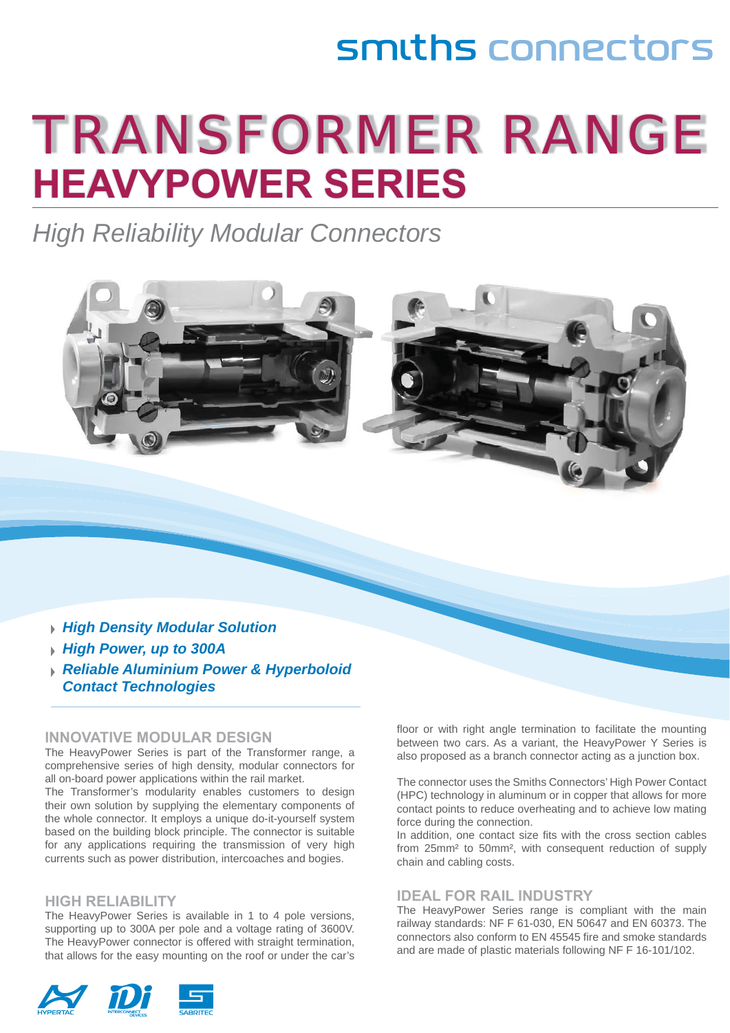smiths connectors

# TRANSFORMER RANGE

## HEAVYPOWER SERIES

*High Reliability Modular Connectors*

- ***High Density Modular Solution***
- ***High Power, up to 300A***
- ***Reliable Aluminium Power & Hyperboloid Contact Technologies***

### INNOVATIVE MODULAR DESIGN

The HeavyPower Series is part of the Transformer range, a comprehensive series of high density, modular connectors for all on-board power applications within the rail market.
The Transformer's modularity enables customers to design their own solution by supplying the elementary components of the whole connector. It employs a unique do-it-yourself system based on the building block principle. The connector is suitable for any applications requiring the transmission of very high currents such as power distribution, intercoaches and bogies.

### HIGH RELIABILITY

The HeavyPower Series is available in 1 to 4 pole versions, supporting up to 300A per pole and a voltage rating of 3600V. The HeavyPower connector is offered with straight termination, that allows for the easy mounting on the roof or under the car's floor or with right angle termination to facilitate the mounting between two cars. As a variant, the HeavyPower Y Series is also proposed as a branch connector acting as a junction box.

The connector uses the Smiths Connectors' High Power Contact (HPC) technology in aluminum or in copper that allows for more contact points to reduce overheating and to achieve low mating force during the connection.
In addition, one contact size fits with the cross section cables from 25mm² to 50mm², with consequent reduction of supply chain and cabling costs.

### IDEAL FOR RAIL INDUSTRY

The HeavyPower Series range is compliant with the main railway standards: NF F 61-030, EN 50647 and EN 60373. The connectors also conform to EN 45545 fire and smoke standards and are made of plastic materials following NF F 16-101/102.

HYPERTAC IDI INTERCONNECT DEVICES SABRITEC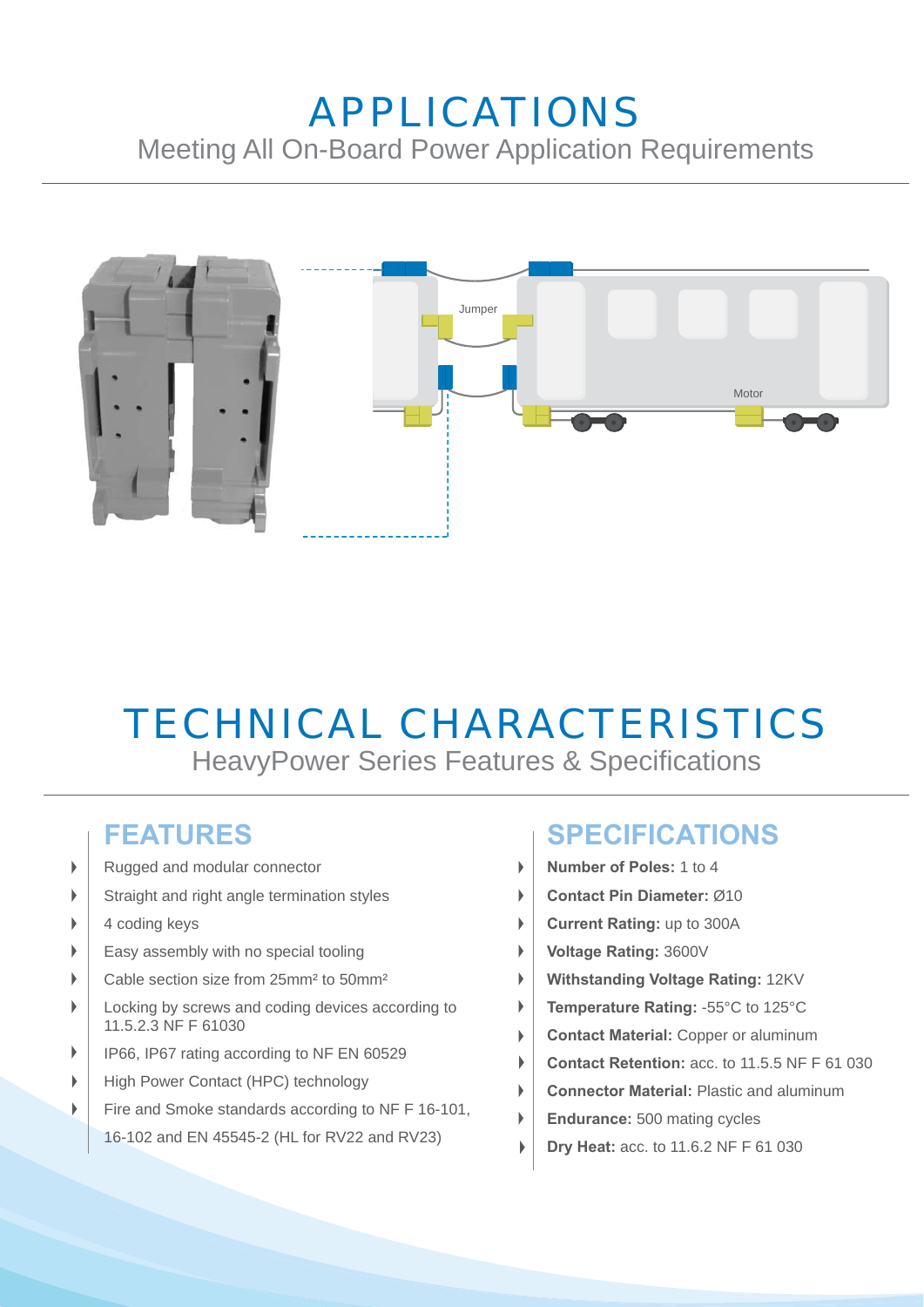# APPLICATIONS

Meeting All On-Board Power Application Requirements

Jumper

Motor

# TECHNICAL CHARACTERISTICS

HeavyPower Series Features & Specifications

## FEATURES

- Rugged and modular connector
- Straight and right angle termination styles
- 4 coding keys
- Easy assembly with no special tooling
- Cable section size from 25mm² to 50mm²
- Locking by screws and coding devices according to 11.5.2.3 NF F 61030
- IP66, IP67 rating according to NF EN 60529
- High Power Contact (HPC) technology
- Fire and Smoke standards according to NF F 16-101, 16-102 and EN 45545-2 (HL for RV22 and RV23)

## SPECIFICATIONS

- **Number of Poles:** 1 to 4
- **Contact Pin Diameter:** Ø10
- **Current Rating:** up to 300A
- **Voltage Rating:** 3600V
- **Withstanding Voltage Rating:** 12KV
- **Temperature Rating:** -55°C to 125°C
- **Contact Material:** Copper or aluminum
- **Contact Retention:** acc. to 11.5.5 NF F 61 030
- **Connector Material:** Plastic and aluminum
- **Endurance:** 500 mating cycles
- **Dry Heat:** acc. to 11.6.2 NF F 61 030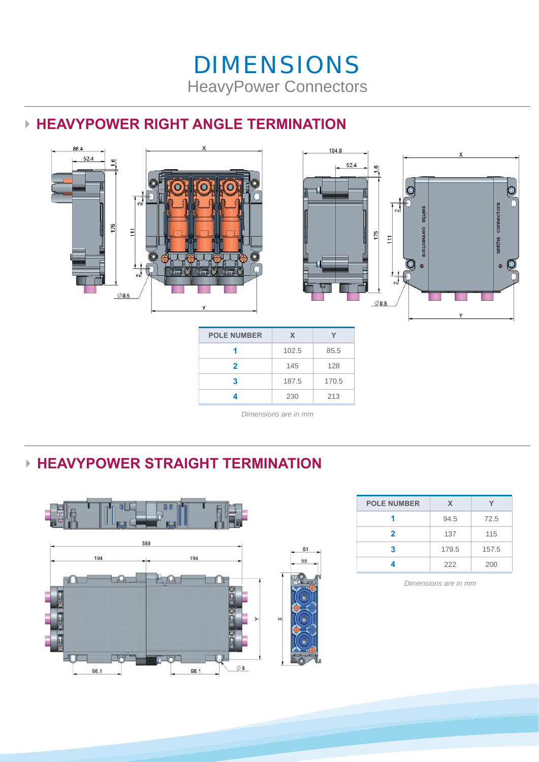# DIMENSIONS

HeavyPower Connectors

## HEAVYPOWER RIGHT ANGLE TERMINATION

| POLE NUMBER | X | Y |
|---|---|---|
| 1 | 102.5 | 85.5 |
| 2 | 145 | 128 |
| 3 | 187.5 | 170.5 |
| 4 | 230 | 213 |

*Dimensions are in mm*

## HEAVYPOWER STRAIGHT TERMINATION

| POLE NUMBER | X | Y |
|---|---|---|
| 1 | 94.5 | 72.5 |
| 2 | 137 | 115 |
| 3 | 179.5 | 157.5 |
| 4 | 222 | 200 |

*Dimensions are in mm*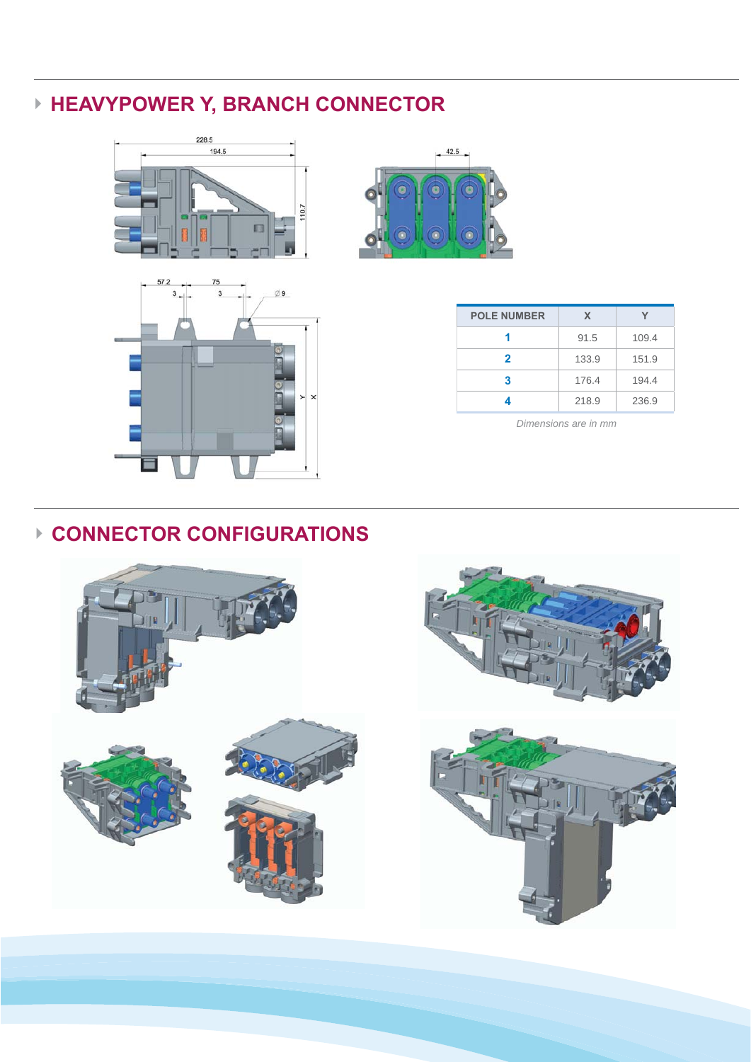## HEAVYPOWER Y, BRANCH CONNECTOR

| POLE NUMBER | X | Y |
|---|---|---|
| 1 | 91.5 | 109.4 |
| 2 | 133.9 | 151.9 |
| 3 | 176.4 | 194.4 |
| 4 | 218.9 | 236.9 |

*Dimensions are in mm*

## CONNECTOR CONFIGURATIONS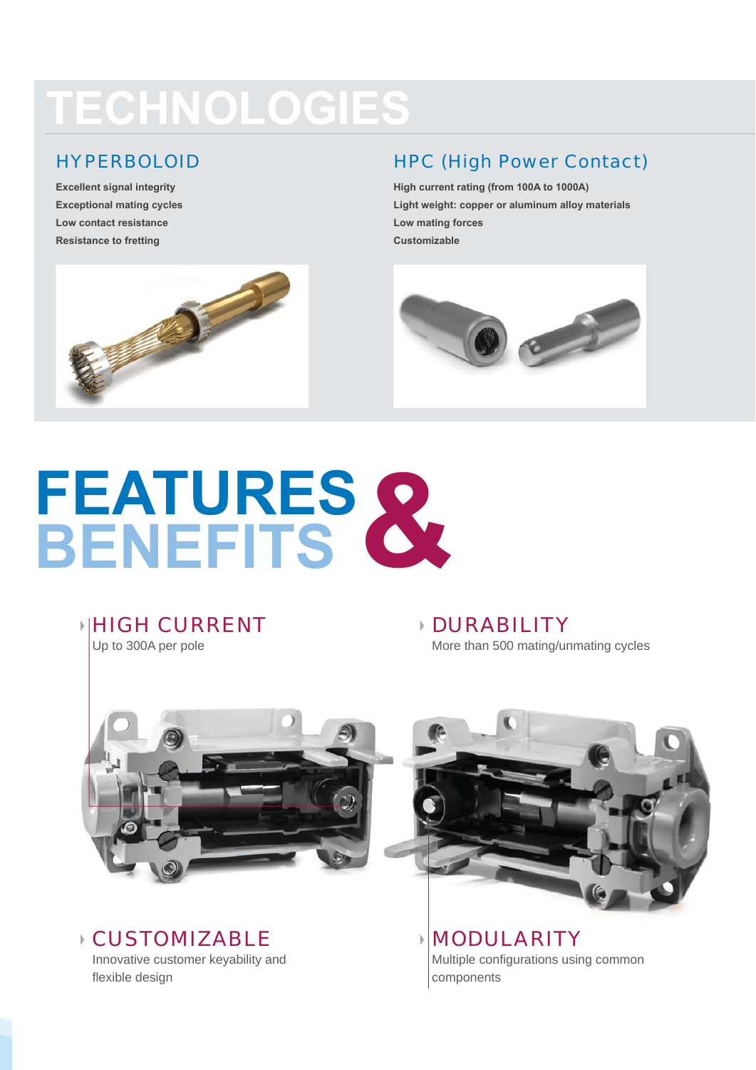# TECHNOLOGIES

## HYPERBOLOID

**Excellent signal integrity**
**Exceptional mating cycles**
**Low contact resistance**
**Resistance to fretting**

## HPC (High Power Contact)

**High current rating (from 100A to 1000A)**
**Light weight: copper or aluminum alloy materials**
**Low mating forces**
**Customizable**

# FEATURES & BENEFITS

## HIGH CURRENT

Up to 300A per pole

## DURABILITY

More than 500 mating/unmating cycles

## CUSTOMIZABLE

Innovative customer keyability and flexible design

## MODULARITY

Multiple configurations using common components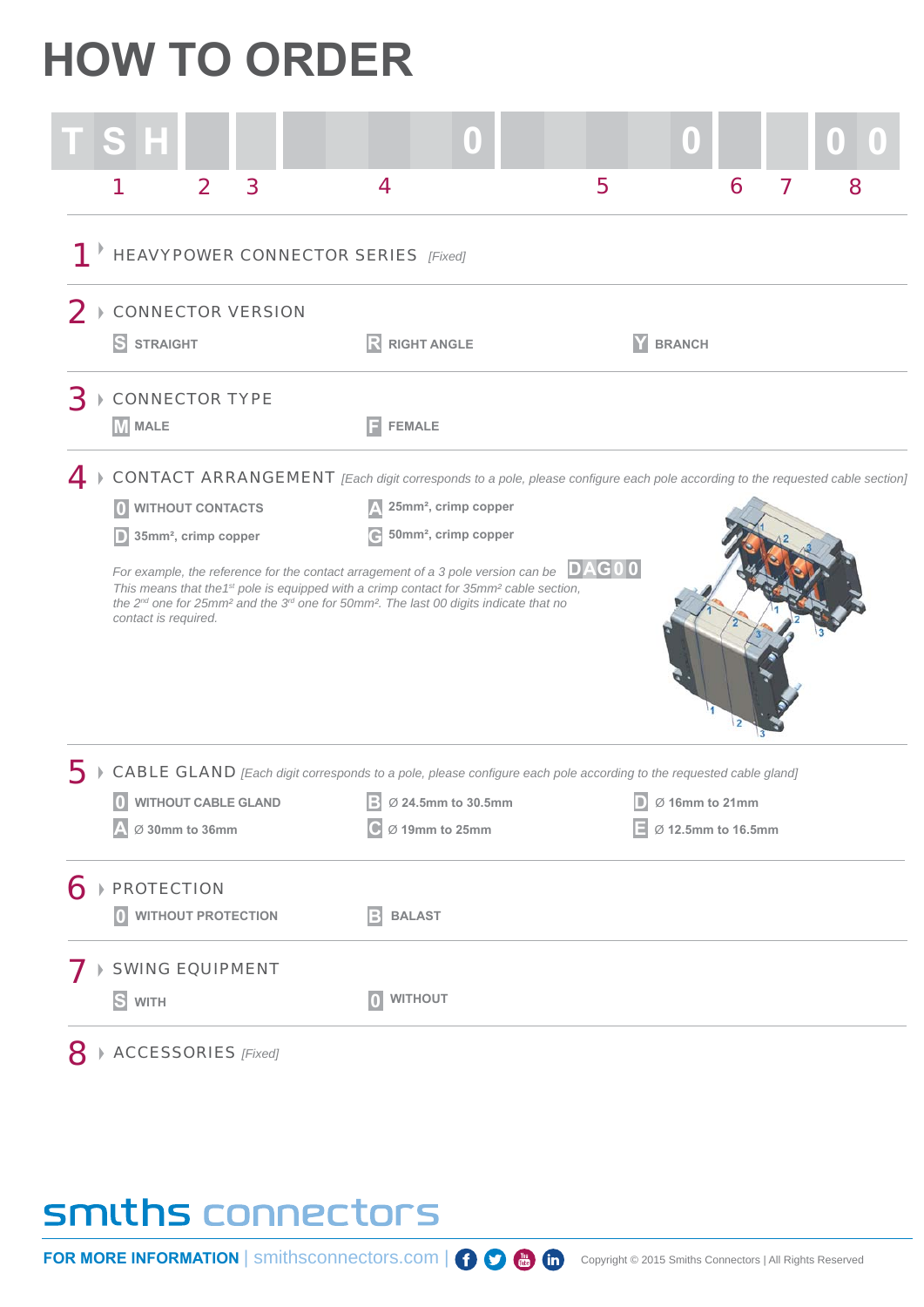# HOW TO ORDER

| T S H | | | | 0 | | 0 | | | 0 0 |
|---|---|---|---|---|---|---|---|---|---|
| 1 | 2 | 3 | 4 | | 5 | | 6 | 7 | 8 |

**1** HEAVYPOWER CONNECTOR SERIES *[Fixed]*

**2** CONNECTOR VERSION

- **S** STRAIGHT
- **R** RIGHT ANGLE
- **Y** BRANCH

**3** CONNECTOR TYPE

- **M** MALE
- **F** FEMALE

**4** CONTACT ARRANGEMENT *[Each digit corresponds to a pole, please configure each pole according to the requested cable section]*

- **0** WITHOUT CONTACTS
- **A** 25mm², crimp copper
- **D** 35mm², crimp copper
- **G** 50mm², crimp copper

*For example, the reference for the contact arragement of a 3 pole version can be* **DAG00**
*This means that the1[st] pole is equipped with a crimp contact for 35mm² cable section, the 2[nd] one for 25mm² and the 3[rd] one for 50mm². The last 00 digits indicate that no contact is required.*

**5** CABLE GLAND *[Each digit corresponds to a pole, please configure each pole according to the requested cable gland]*

- **0** WITHOUT CABLE GLAND
- **B** Ø 24.5mm to 30.5mm
- **D** Ø 16mm to 21mm
- **A** Ø 30mm to 36mm
- **C** Ø 19mm to 25mm
- **E** Ø 12.5mm to 16.5mm

**6** PROTECTION

- **0** WITHOUT PROTECTION
- **B** BALAST

**7** SWING EQUIPMENT

- **S** WITH
- **0** WITHOUT

**8** ACCESSORIES *[Fixed]*

smiths connectors

**FOR MORE INFORMATION** | smithsconnectors.com |

Copyright © 2015 Smiths Connectors | All Rights Reserved